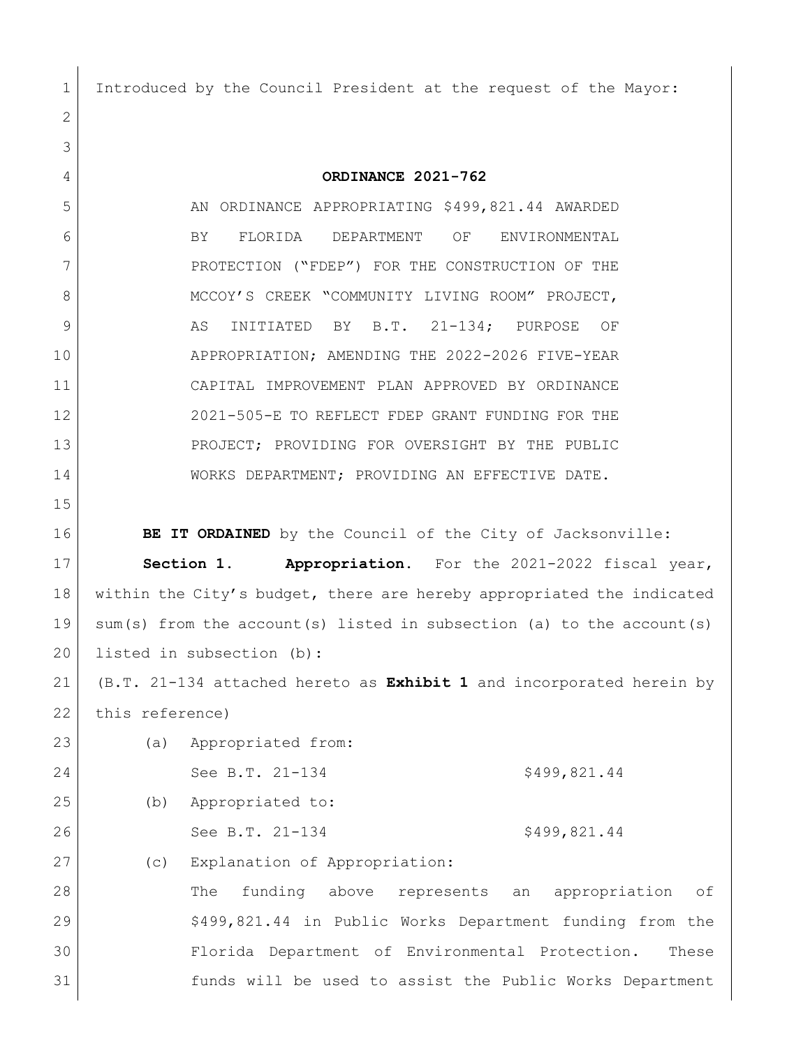Introduced by the Council President at the request of the Mayor:

**ORDINANCE 2021-762**

AN ORDINANCE APPROPRIATING $499,821.44 AWARDED BY FLORIDA DEPARTMENT OF ENVIRONMENTAL PROTECTION ("FDEP") FOR THE CONSTRUCTION OF THE MCCOY'S CREEK "COMMUNITY LIVING ROOM" PROJECT, AS INITIATED BY B.T. 21-134; PURPOSE OF APPROPRIATION; AMENDING THE 2022-2026 FIVE-YEAR CAPITAL IMPROVEMENT PLAN APPROVED BY ORDINANCE 2021-505-E TO REFLECT FDEP GRANT FUNDING FOR THE PROJECT; PROVIDING FOR OVERSIGHT BY THE PUBLIC WORKS DEPARTMENT; PROVIDING AN EFFECTIVE DATE.

**BE IT ORDAINED** by the Council of the City of Jacksonville:

**Section 1. Appropriation.** For the 2021-2022 fiscal year, within the City's budget, there are hereby appropriated the indicated sum(s) from the account(s) listed in subsection (a) to the account(s) listed in subsection (b):

(B.T. 21-134 attached hereto as **Exhibit 1** and incorporated herein by this reference)

(a) Appropriated from:

See B.T. 21-134 $499,821.44

(b) Appropriated to:

See B.T. 21-134 $499,821.44

(c) Explanation of Appropriation:

The funding above represents an appropriation of $499,821.44 in Public Works Department funding from the Florida Department of Environmental Protection. These funds will be used to assist the Public Works Department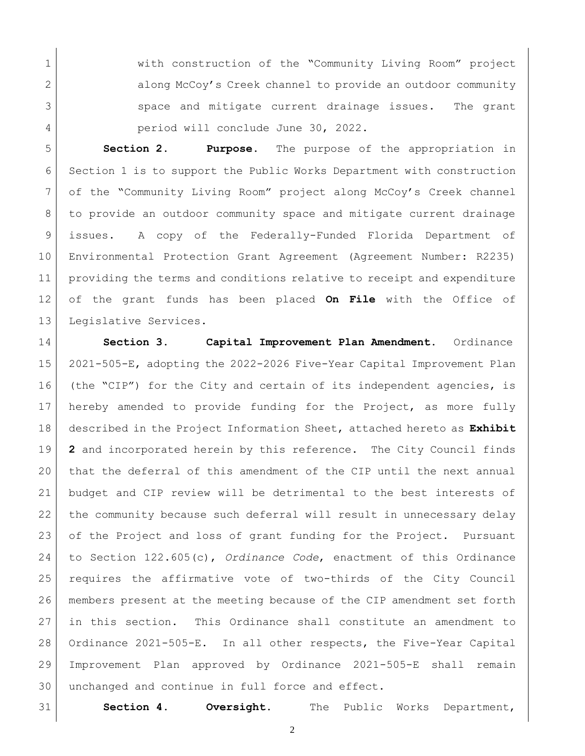with construction of the "Community Living Room" project along McCoy's Creek channel to provide an outdoor community space and mitigate current drainage issues. The grant period will conclude June 30, 2022.

**Section 2. Purpose.** The purpose of the appropriation in Section 1 is to support the Public Works Department with construction of the "Community Living Room" project along McCoy's Creek channel to provide an outdoor community space and mitigate current drainage issues. A copy of the Federally-Funded Florida Department of Environmental Protection Grant Agreement (Agreement Number: R2235) providing the terms and conditions relative to receipt and expenditure of the grant funds has been placed **On File** with the Office of Legislative Services.

**Section 3. Capital Improvement Plan Amendment.** Ordinance 2021-505-E, adopting the 2022-2026 Five-Year Capital Improvement Plan (the "CIP") for the City and certain of its independent agencies, is hereby amended to provide funding for the Project, as more fully described in the Project Information Sheet, attached hereto as **Exhibit 2** and incorporated herein by this reference. The City Council finds that the deferral of this amendment of the CIP until the next annual budget and CIP review will be detrimental to the best interests of the community because such deferral will result in unnecessary delay of the Project and loss of grant funding for the Project. Pursuant to Section 122.605(c), *Ordinance Code*, enactment of this Ordinance requires the affirmative vote of two-thirds of the City Council members present at the meeting because of the CIP amendment set forth in this section. This Ordinance shall constitute an amendment to Ordinance 2021-505-E. In all other respects, the Five-Year Capital Improvement Plan approved by Ordinance 2021-505-E shall remain unchanged and continue in full force and effect.

**Section 4. Oversight.** The Public Works Department,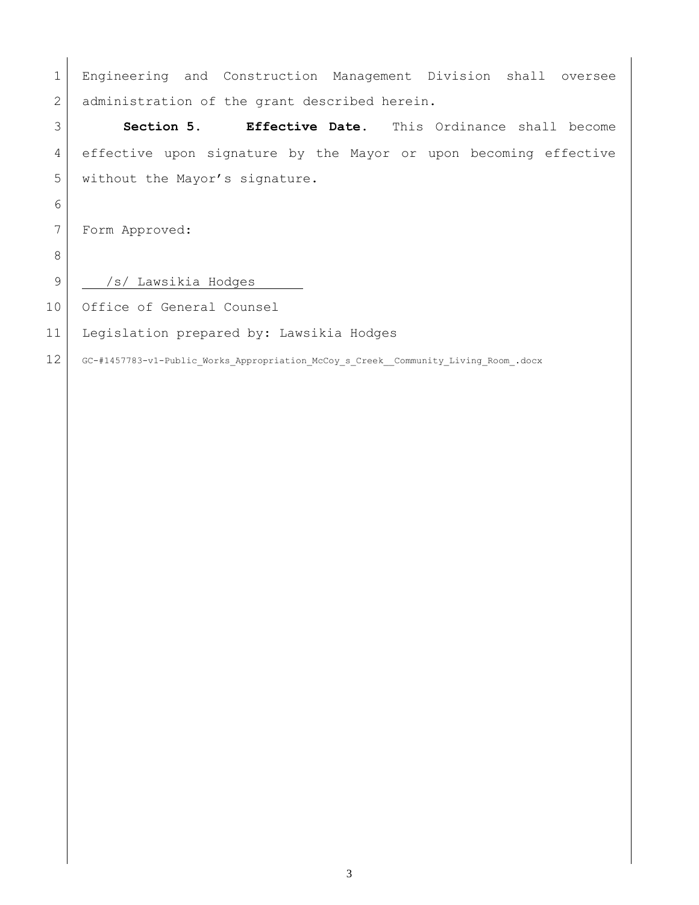Engineering and Construction Management Division shall oversee administration of the grant described herein.

**Section 5. Effective Date.** This Ordinance shall become effective upon signature by the Mayor or upon becoming effective without the Mayor's signature.

Form Approved:

/s/ Lawsikia Hodges

Office of General Counsel

Legislation prepared by: Lawsikia Hodges

GC-#1457783-v1-Public_Works_Appropriation_McCoy_s_Creek__Community_Living_Room_.docx